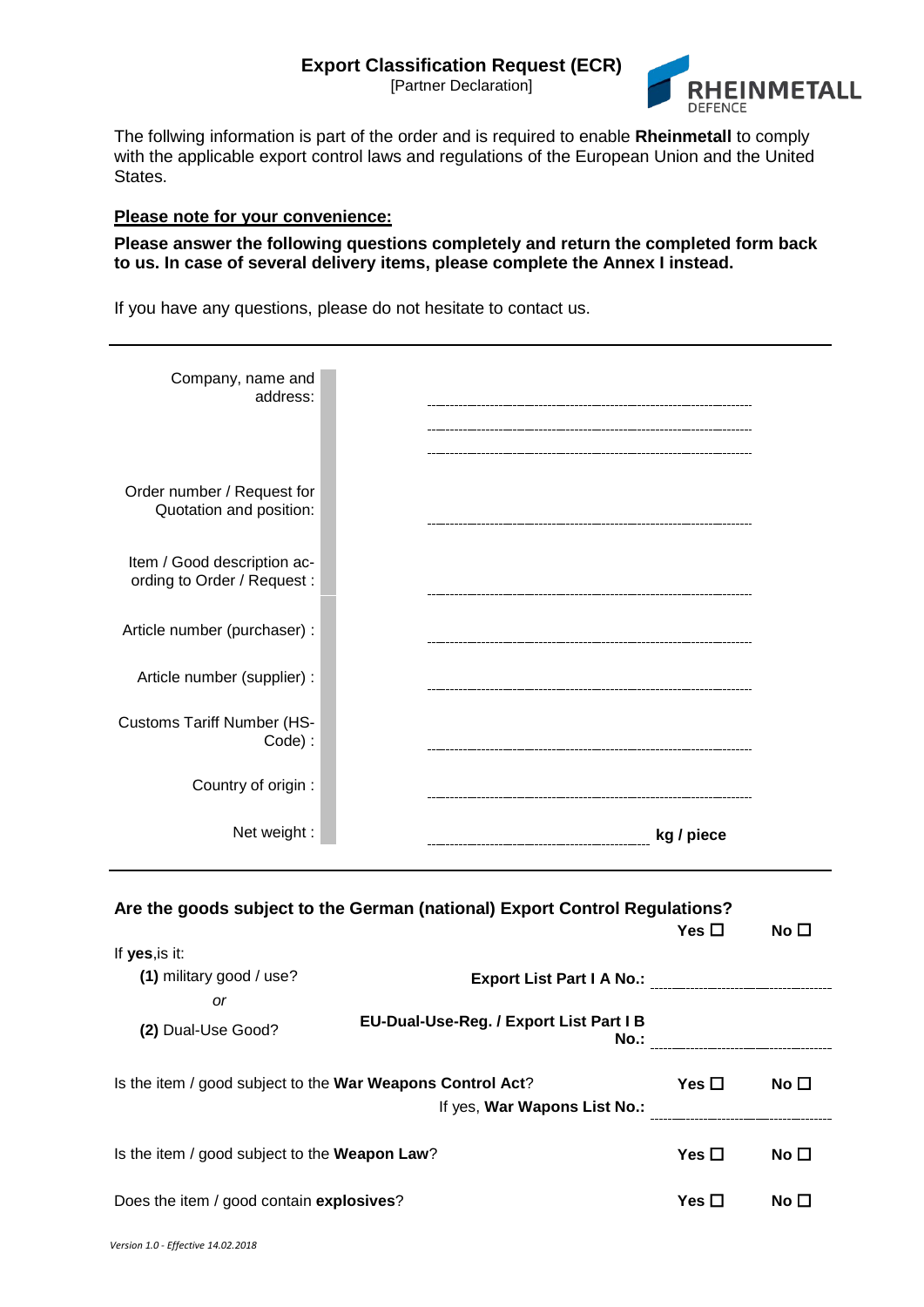# Export Classification Request (ECR)

[Partner Declaration]

RHEINMETALL DEFENCE

The follwing information is part of the order and is required to enable **Rheinmetall** to comply with the applicable export control laws and regulations of the European Union and the United States.

**Please note for your convenience:**

**Please answer the following questions completely and return the completed form back to us. In case of several delivery items, please complete the Annex I instead.**

If you have any questions, please do not hesitate to contact us.

---

| | |
|---|---|
| Company, name and address: | ............................................................<br>............................................................<br>............................................................ |
| Order number / Request for Quotation and position: | ............................................................ |
| Item / Good description ac-ording to Order / Request : | ............................................................ |
| Article number (purchaser) : | ............................................................ |
| Article number (supplier) : | ............................................................ |
| Customs Tariff Number (HS-Code) : | ............................................................ |
| Country of origin : | ............................................................ |
| Net weight : | ........................................ **kg / piece** |

---

**Are the goods subject to the German (national) Export Control Regulations?** **Yes ☐** **No ☐**

If **yes**,is it:

**(1)** military good / use? **Export List Part I A No.:** ............................

*or*

**(2)** Dual-Use Good? **EU-Dual-Use-Reg. / Export List Part I B No.:** ............................

Is the item / good subject to the **War Weapons Control Act**? **Yes ☐** **No ☐**

If yes, **War Wapons List No.:** ............................

Is the item / good subject to the **Weapon Law**? **Yes ☐** **No ☐**

Does the item / good contain **explosives**? **Yes ☐** **No ☐**

*Version 1.0 - Effective 14.02.2018*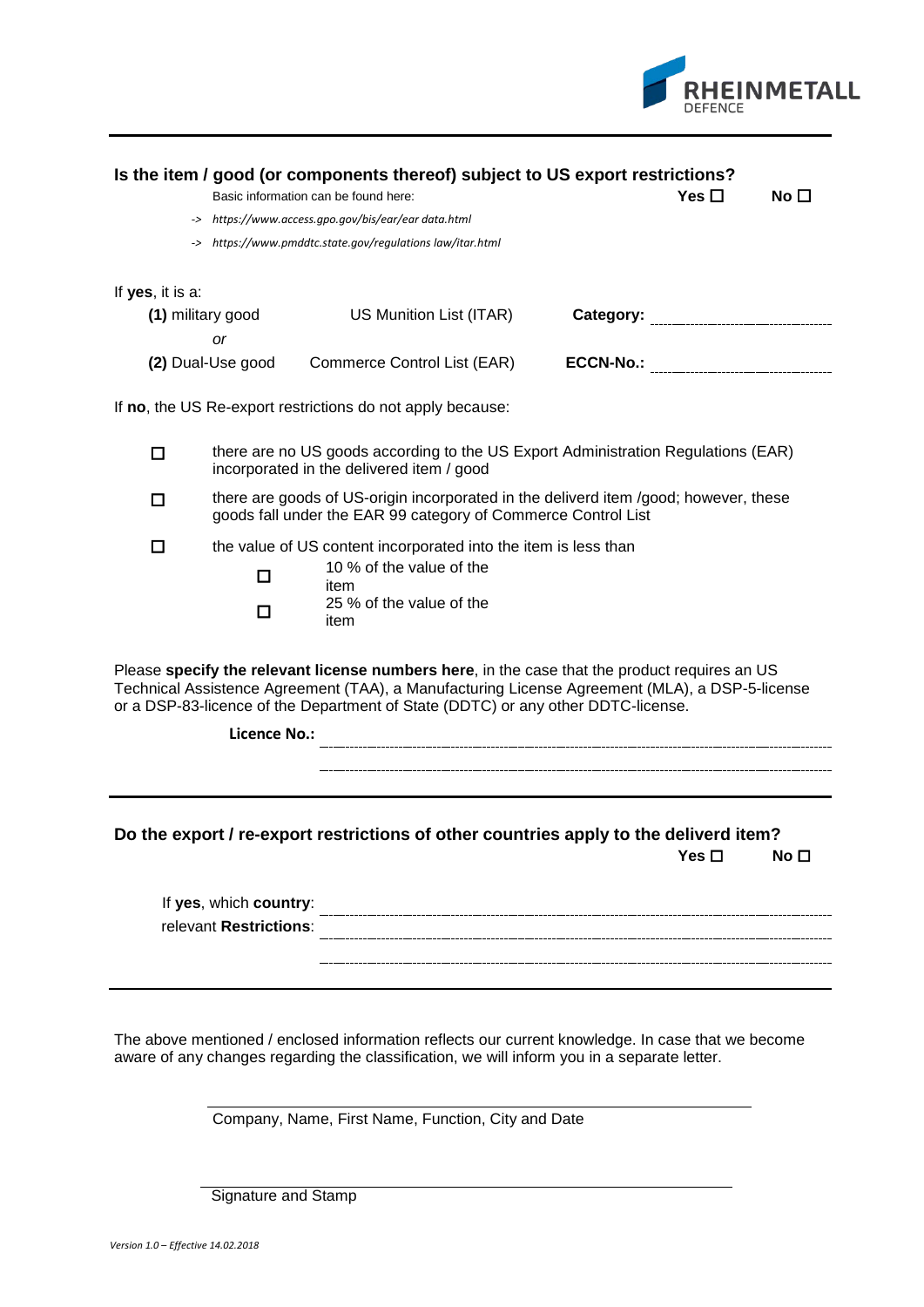**RHEINMETALL**
DEFENCE

---

## Is the item / good (or components thereof) subject to US export restrictions?

Basic information can be found here: **Yes ☐** **No ☐**

-> *https://www.access.gpo.gov/bis/ear/ear data.html*

-> *https://www.pmddtc.state.gov/regulations law/itar.html*

If **yes**, it is a:

| | | | |
|---|---|---|---|
| **(1)** military good | US Munition List (ITAR) | **Category:** | ________________ |
| *or* | | | |
| **(2)** Dual-Use good | Commerce Control List (EAR) | **ECCN-No.:** | ________________ |

If **no**, the US Re-export restrictions do not apply because:

- ☐ there are no US goods according to the US Export Administration Regulations (EAR) incorporated in the delivered item / good
- ☐ there are goods of US-origin incorporated in the deliverd item /good; however, these goods fall under the EAR 99 category of Commerce Control List
- ☐ the value of US content incorporated into the item is less than
  - ☐ 10 % of the value of the item
  - ☐ 25 % of the value of the item

Please **specify the relevant license numbers here**, in the case that the product requires an US Technical Assistence Agreement (TAA), a Manufacturing License Agreement (MLA), a DSP-5-license or a DSP-83-licence of the Department of State (DDTC) or any other DDTC-license.

**Licence No.:** ____________________________________________

____________________________________________

---

## Do the export / re-export restrictions of other countries apply to the deliverd item?

**Yes ☐** **No ☐**

If **yes**, which **country**: ____________________________________________

relevant **Restrictions**: ____________________________________________

____________________________________________

---

The above mentioned / enclosed information reflects our current knowledge. In case that we become aware of any changes regarding the classification, we will inform you in a separate letter.

____________________________________________

Company, Name, First Name, Function, City and Date

____________________________________________

Signature and Stamp

*Version 1.0 – Effective 14.02.2018*